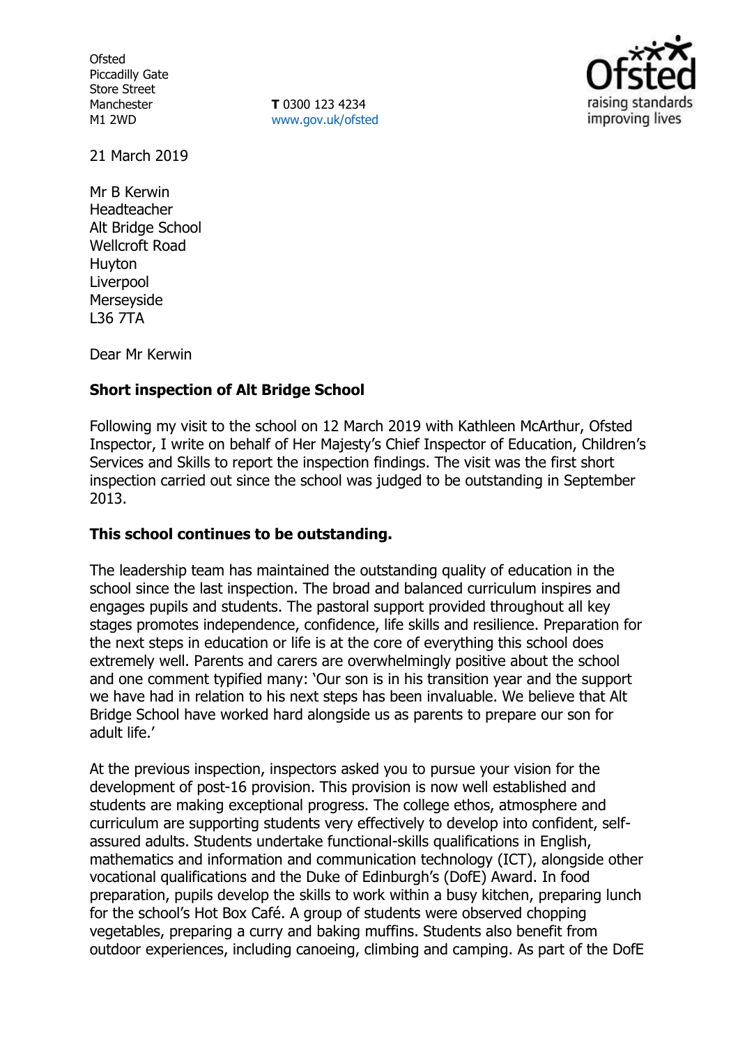Ofsted
Piccadilly Gate
Store Street
Manchester
M1 2WD

**T** 0300 123 4234
www.gov.uk/ofsted

21 March 2019

Mr B Kerwin
Headteacher
Alt Bridge School
Wellcroft Road
Huyton
Liverpool
Merseyside
L36 7TA

Dear Mr Kerwin

**Short inspection of Alt Bridge School**

Following my visit to the school on 12 March 2019 with Kathleen McArthur, Ofsted Inspector, I write on behalf of Her Majesty's Chief Inspector of Education, Children's Services and Skills to report the inspection findings. The visit was the first short inspection carried out since the school was judged to be outstanding in September 2013.

**This school continues to be outstanding.**

The leadership team has maintained the outstanding quality of education in the school since the last inspection. The broad and balanced curriculum inspires and engages pupils and students. The pastoral support provided throughout all key stages promotes independence, confidence, life skills and resilience. Preparation for the next steps in education or life is at the core of everything this school does extremely well. Parents and carers are overwhelmingly positive about the school and one comment typified many: 'Our son is in his transition year and the support we have had in relation to his next steps has been invaluable. We believe that Alt Bridge School have worked hard alongside us as parents to prepare our son for adult life.'

At the previous inspection, inspectors asked you to pursue your vision for the development of post-16 provision. This provision is now well established and students are making exceptional progress. The college ethos, atmosphere and curriculum are supporting students very effectively to develop into confident, self-assured adults. Students undertake functional-skills qualifications in English, mathematics and information and communication technology (ICT), alongside other vocational qualifications and the Duke of Edinburgh's (DofE) Award. In food preparation, pupils develop the skills to work within a busy kitchen, preparing lunch for the school's Hot Box Café. A group of students were observed chopping vegetables, preparing a curry and baking muffins. Students also benefit from outdoor experiences, including canoeing, climbing and camping. As part of the DofE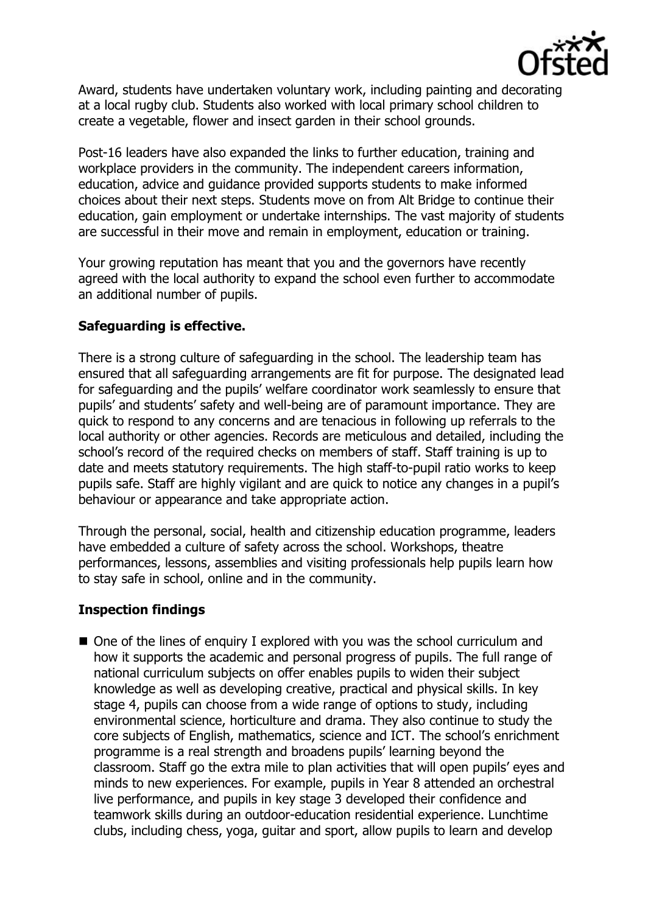Award, students have undertaken voluntary work, including painting and decorating at a local rugby club. Students also worked with local primary school children to create a vegetable, flower and insect garden in their school grounds.

Post-16 leaders have also expanded the links to further education, training and workplace providers in the community. The independent careers information, education, advice and guidance provided supports students to make informed choices about their next steps. Students move on from Alt Bridge to continue their education, gain employment or undertake internships. The vast majority of students are successful in their move and remain in employment, education or training.

Your growing reputation has meant that you and the governors have recently agreed with the local authority to expand the school even further to accommodate an additional number of pupils.

**Safeguarding is effective.**

There is a strong culture of safeguarding in the school. The leadership team has ensured that all safeguarding arrangements are fit for purpose. The designated lead for safeguarding and the pupils' welfare coordinator work seamlessly to ensure that pupils' and students' safety and well-being are of paramount importance. They are quick to respond to any concerns and are tenacious in following up referrals to the local authority or other agencies. Records are meticulous and detailed, including the school's record of the required checks on members of staff. Staff training is up to date and meets statutory requirements. The high staff-to-pupil ratio works to keep pupils safe. Staff are highly vigilant and are quick to notice any changes in a pupil's behaviour or appearance and take appropriate action.

Through the personal, social, health and citizenship education programme, leaders have embedded a culture of safety across the school. Workshops, theatre performances, lessons, assemblies and visiting professionals help pupils learn how to stay safe in school, online and in the community.

**Inspection findings**

- One of the lines of enquiry I explored with you was the school curriculum and how it supports the academic and personal progress of pupils. The full range of national curriculum subjects on offer enables pupils to widen their subject knowledge as well as developing creative, practical and physical skills. In key stage 4, pupils can choose from a wide range of options to study, including environmental science, horticulture and drama. They also continue to study the core subjects of English, mathematics, science and ICT. The school's enrichment programme is a real strength and broadens pupils' learning beyond the classroom. Staff go the extra mile to plan activities that will open pupils' eyes and minds to new experiences. For example, pupils in Year 8 attended an orchestral live performance, and pupils in key stage 3 developed their confidence and teamwork skills during an outdoor-education residential experience. Lunchtime clubs, including chess, yoga, guitar and sport, allow pupils to learn and develop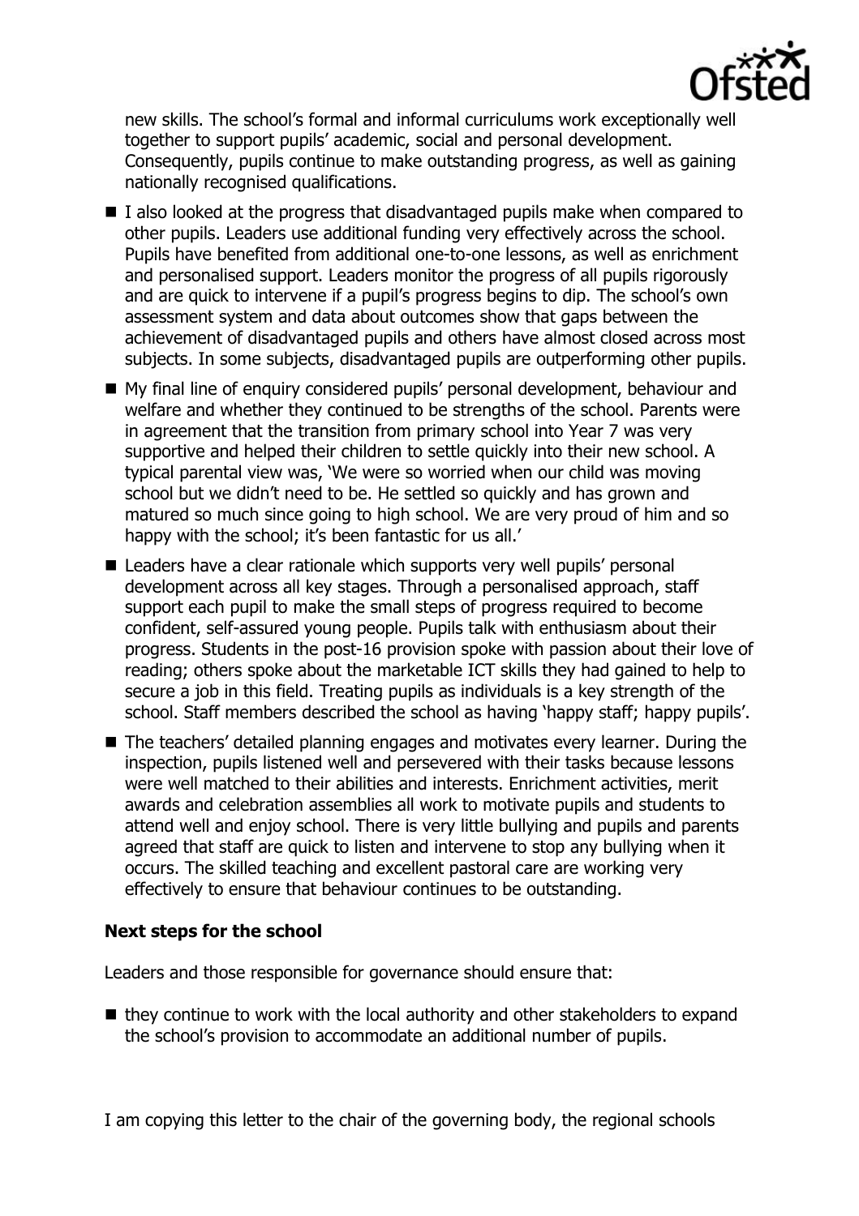new skills. The school's formal and informal curriculums work exceptionally well together to support pupils' academic, social and personal development. Consequently, pupils continue to make outstanding progress, as well as gaining nationally recognised qualifications.

- I also looked at the progress that disadvantaged pupils make when compared to other pupils. Leaders use additional funding very effectively across the school. Pupils have benefited from additional one-to-one lessons, as well as enrichment and personalised support. Leaders monitor the progress of all pupils rigorously and are quick to intervene if a pupil's progress begins to dip. The school's own assessment system and data about outcomes show that gaps between the achievement of disadvantaged pupils and others have almost closed across most subjects. In some subjects, disadvantaged pupils are outperforming other pupils.
- My final line of enquiry considered pupils' personal development, behaviour and welfare and whether they continued to be strengths of the school. Parents were in agreement that the transition from primary school into Year 7 was very supportive and helped their children to settle quickly into their new school. A typical parental view was, 'We were so worried when our child was moving school but we didn't need to be. He settled so quickly and has grown and matured so much since going to high school. We are very proud of him and so happy with the school; it's been fantastic for us all.'
- Leaders have a clear rationale which supports very well pupils' personal development across all key stages. Through a personalised approach, staff support each pupil to make the small steps of progress required to become confident, self-assured young people. Pupils talk with enthusiasm about their progress. Students in the post-16 provision spoke with passion about their love of reading; others spoke about the marketable ICT skills they had gained to help to secure a job in this field. Treating pupils as individuals is a key strength of the school. Staff members described the school as having 'happy staff; happy pupils'.
- The teachers' detailed planning engages and motivates every learner. During the inspection, pupils listened well and persevered with their tasks because lessons were well matched to their abilities and interests. Enrichment activities, merit awards and celebration assemblies all work to motivate pupils and students to attend well and enjoy school. There is very little bullying and pupils and parents agreed that staff are quick to listen and intervene to stop any bullying when it occurs. The skilled teaching and excellent pastoral care are working very effectively to ensure that behaviour continues to be outstanding.

### Next steps for the school

Leaders and those responsible for governance should ensure that:

- they continue to work with the local authority and other stakeholders to expand the school's provision to accommodate an additional number of pupils.

I am copying this letter to the chair of the governing body, the regional schools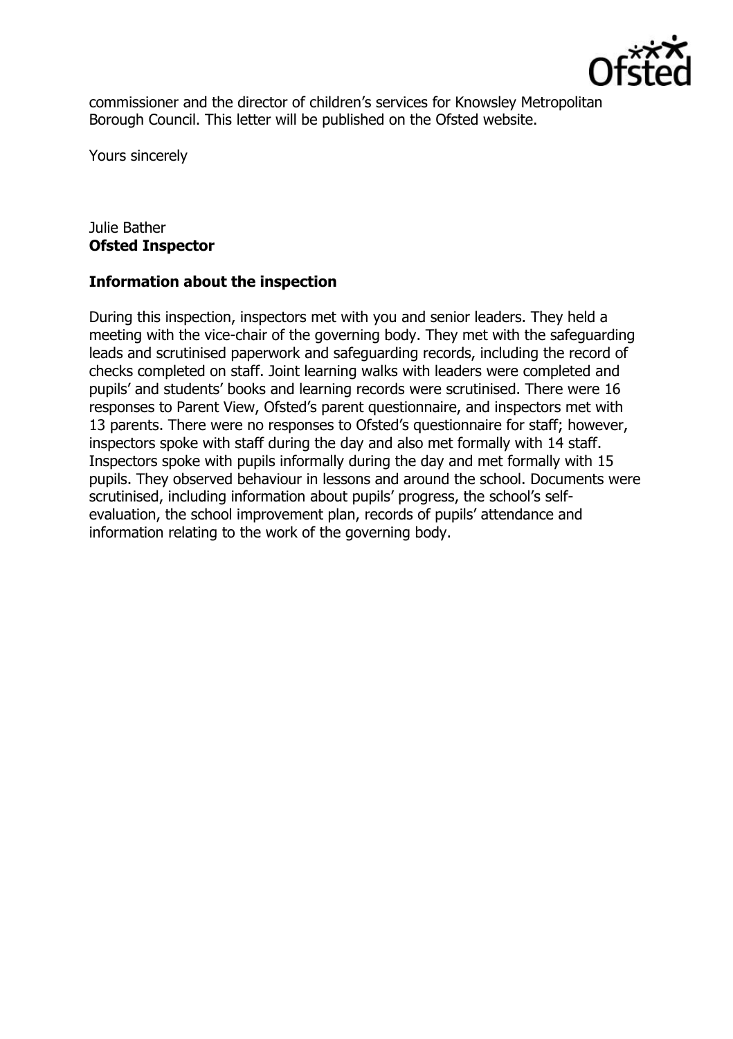commissioner and the director of children's services for Knowsley Metropolitan Borough Council. This letter will be published on the Ofsted website.

Yours sincerely

Julie Bather
**Ofsted Inspector**

## Information about the inspection

During this inspection, inspectors met with you and senior leaders. They held a meeting with the vice-chair of the governing body. They met with the safeguarding leads and scrutinised paperwork and safeguarding records, including the record of checks completed on staff. Joint learning walks with leaders were completed and pupils' and students' books and learning records were scrutinised. There were 16 responses to Parent View, Ofsted's parent questionnaire, and inspectors met with 13 parents. There were no responses to Ofsted's questionnaire for staff; however, inspectors spoke with staff during the day and also met formally with 14 staff. Inspectors spoke with pupils informally during the day and met formally with 15 pupils. They observed behaviour in lessons and around the school. Documents were scrutinised, including information about pupils' progress, the school's self-evaluation, the school improvement plan, records of pupils' attendance and information relating to the work of the governing body.